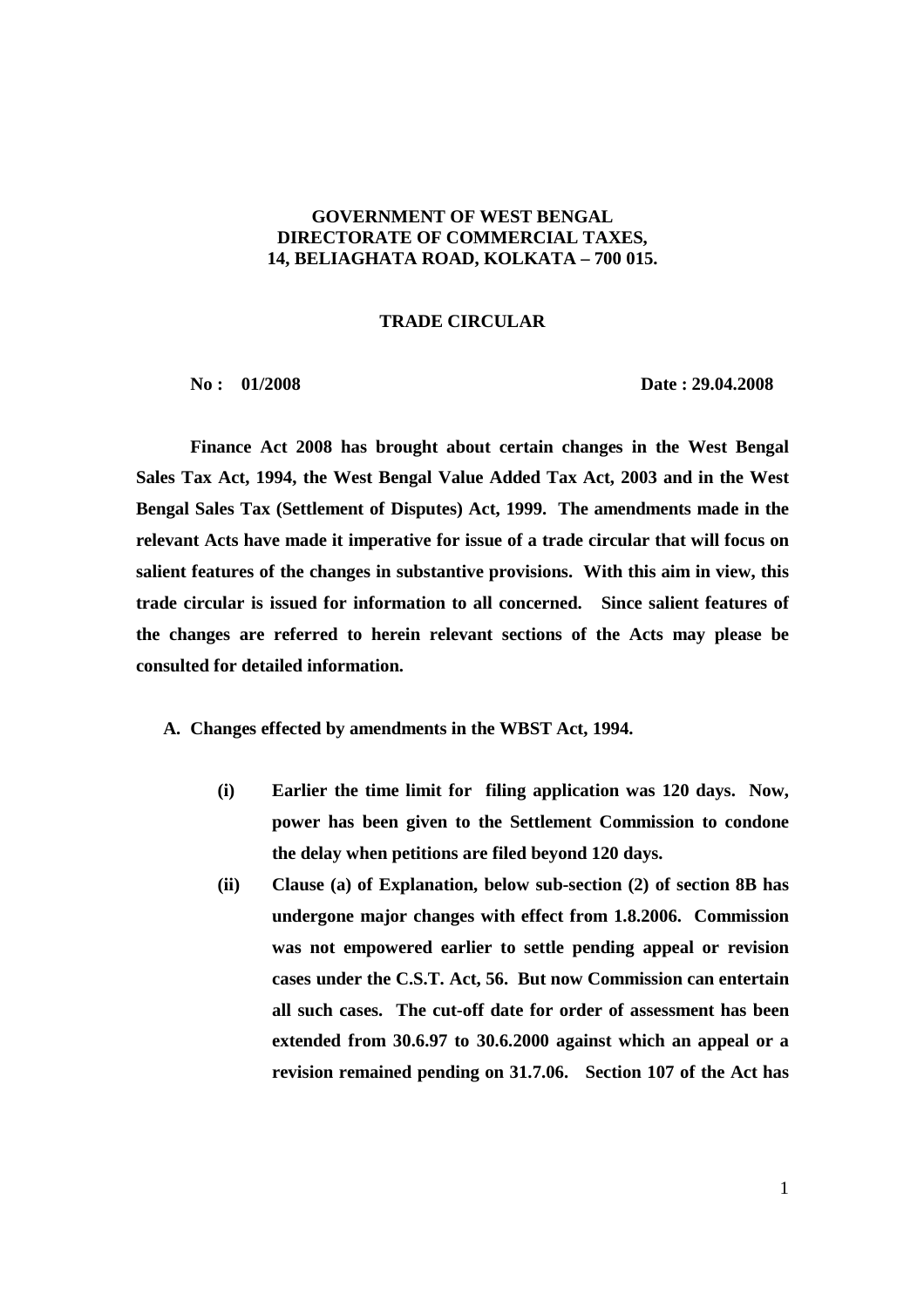**GOVERNMENT OF WEST BENGAL**
**DIRECTORATE OF COMMERCIAL TAXES,**
**14, BELIAGHATA ROAD, KOLKATA – 700 015.**

**TRADE CIRCULAR**

**No : 01/2008** **Date : 29.04.2008**

**Finance Act 2008 has brought about certain changes in the West Bengal Sales Tax Act, 1994, the West Bengal Value Added Tax Act, 2003 and in the West Bengal Sales Tax (Settlement of Disputes) Act, 1999. The amendments made in the relevant Acts have made it imperative for issue of a trade circular that will focus on salient features of the changes in substantive provisions. With this aim in view, this trade circular is issued for information to all concerned. Since salient features of the changes are referred to herein relevant sections of the Acts may please be consulted for detailed information.**

**A. Changes effected by amendments in the WBST Act, 1994.**

**(i) Earlier the time limit for filing application was 120 days. Now, power has been given to the Settlement Commission to condone the delay when petitions are filed beyond 120 days.**

**(ii) Clause (a) of Explanation, below sub-section (2) of section 8B has undergone major changes with effect from 1.8.2006. Commission was not empowered earlier to settle pending appeal or revision cases under the C.S.T. Act, 56. But now Commission can entertain all such cases. The cut-off date for order of assessment has been extended from 30.6.97 to 30.6.2000 against which an appeal or a revision remained pending on 31.7.06. Section 107 of the Act has**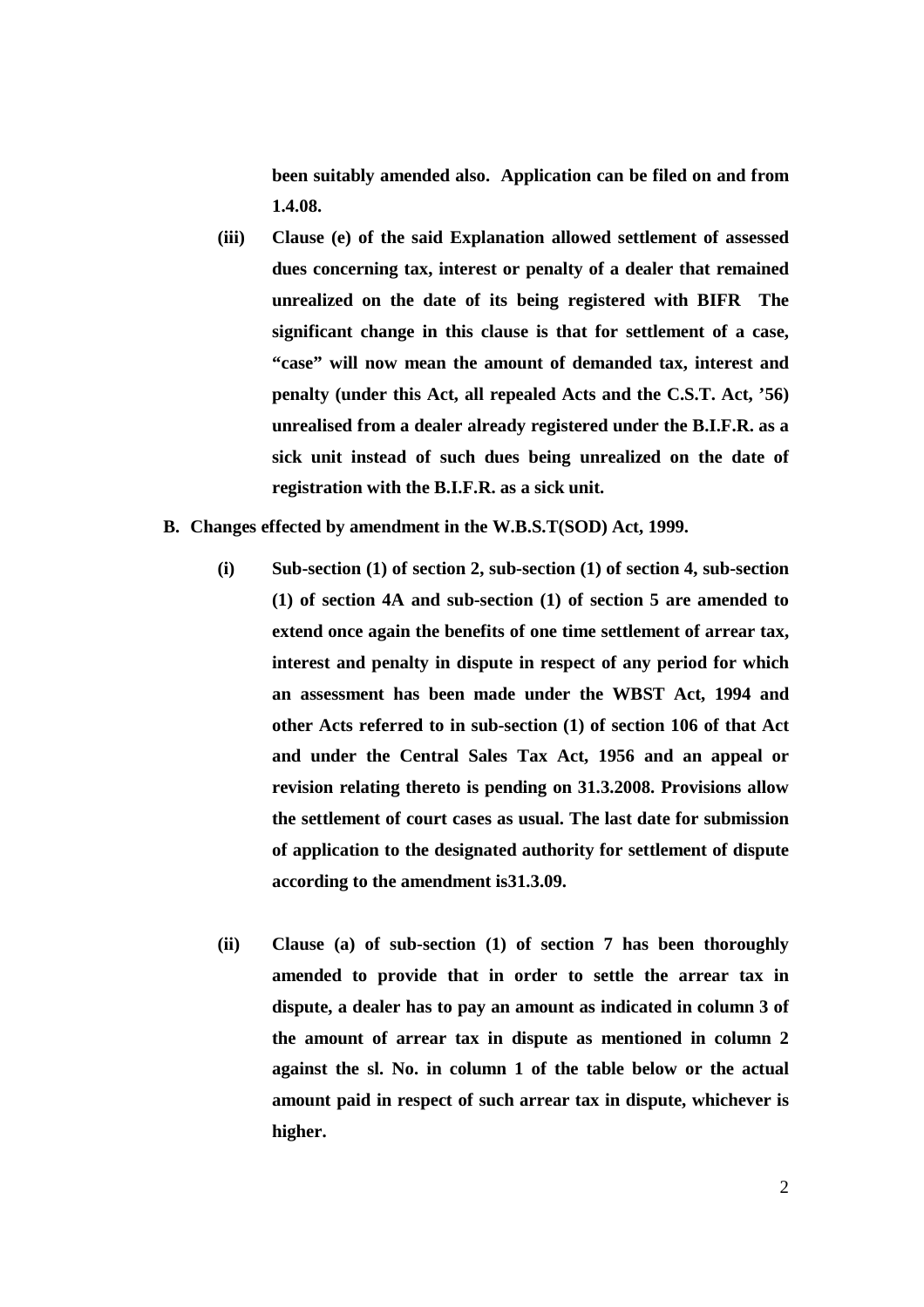**been suitably amended also. Application can be filed on and from 1.4.08.**

**(iii) Clause (e) of the said Explanation allowed settlement of assessed dues concerning tax, interest or penalty of a dealer that remained unrealized on the date of its being registered with BIFR The significant change in this clause is that for settlement of a case, "case" will now mean the amount of demanded tax, interest and penalty (under this Act, all repealed Acts and the C.S.T. Act, '56) unrealised from a dealer already registered under the B.I.F.R. as a sick unit instead of such dues being unrealized on the date of registration with the B.I.F.R. as a sick unit.**

**B. Changes effected by amendment in the W.B.S.T(SOD) Act, 1999.**

**(i) Sub-section (1) of section 2, sub-section (1) of section 4, sub-section (1) of section 4A and sub-section (1) of section 5 are amended to extend once again the benefits of one time settlement of arrear tax, interest and penalty in dispute in respect of any period for which an assessment has been made under the WBST Act, 1994 and other Acts referred to in sub-section (1) of section 106 of that Act and under the Central Sales Tax Act, 1956 and an appeal or revision relating thereto is pending on 31.3.2008. Provisions allow the settlement of court cases as usual. The last date for submission of application to the designated authority for settlement of dispute according to the amendment is31.3.09.**

**(ii) Clause (a) of sub-section (1) of section 7 has been thoroughly amended to provide that in order to settle the arrear tax in dispute, a dealer has to pay an amount as indicated in column 3 of the amount of arrear tax in dispute as mentioned in column 2 against the sl. No. in column 1 of the table below or the actual amount paid in respect of such arrear tax in dispute, whichever is higher.**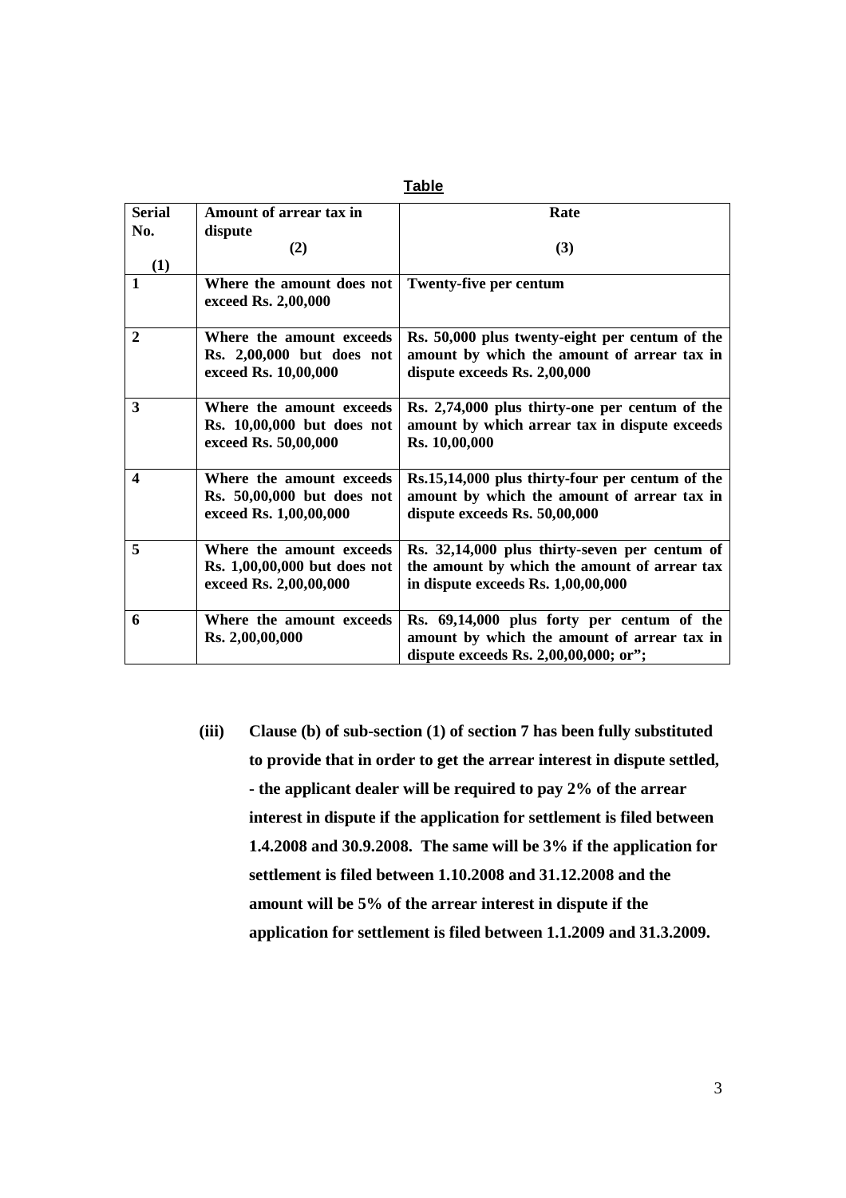**Table**

| Serial No. (1) | Amount of arrear tax in dispute (2) | Rate (3) |
|---|---|---|
| **1** | **Where the amount does not exceed Rs. 2,00,000** | **Twenty-five per centum** |
| **2** | **Where the amount exceeds Rs. 2,00,000 but does not exceed Rs. 10,00,000** | **Rs. 50,000 plus twenty-eight per centum of the amount by which the amount of arrear tax in dispute exceeds Rs. 2,00,000** |
| **3** | **Where the amount exceeds Rs. 10,00,000 but does not exceed Rs. 50,00,000** | **Rs. 2,74,000 plus thirty-one per centum of the amount by which arrear tax in dispute exceeds Rs. 10,00,000** |
| **4** | **Where the amount exceeds Rs. 50,00,000 but does not exceed Rs. 1,00,00,000** | **Rs.15,14,000 plus thirty-four per centum of the amount by which the amount of arrear tax in dispute exceeds Rs. 50,00,000** |
| **5** | **Where the amount exceeds Rs. 1,00,00,000 but does not exceed Rs. 2,00,00,000** | **Rs. 32,14,000 plus thirty-seven per centum of the amount by which the amount of arrear tax in dispute exceeds Rs. 1,00,00,000** |
| **6** | **Where the amount exceeds Rs. 2,00,00,000** | **Rs. 69,14,000 plus forty per centum of the amount by which the amount of arrear tax in dispute exceeds Rs. 2,00,00,000; or";** |

**(iii) Clause (b) of sub-section (1) of section 7 has been fully substituted to provide that in order to get the arrear interest in dispute settled, - the applicant dealer will be required to pay 2% of the arrear interest in dispute if the application for settlement is filed between 1.4.2008 and 30.9.2008. The same will be 3% if the application for settlement is filed between 1.10.2008 and 31.12.2008 and the amount will be 5% of the arrear interest in dispute if the application for settlement is filed between 1.1.2009 and 31.3.2009.**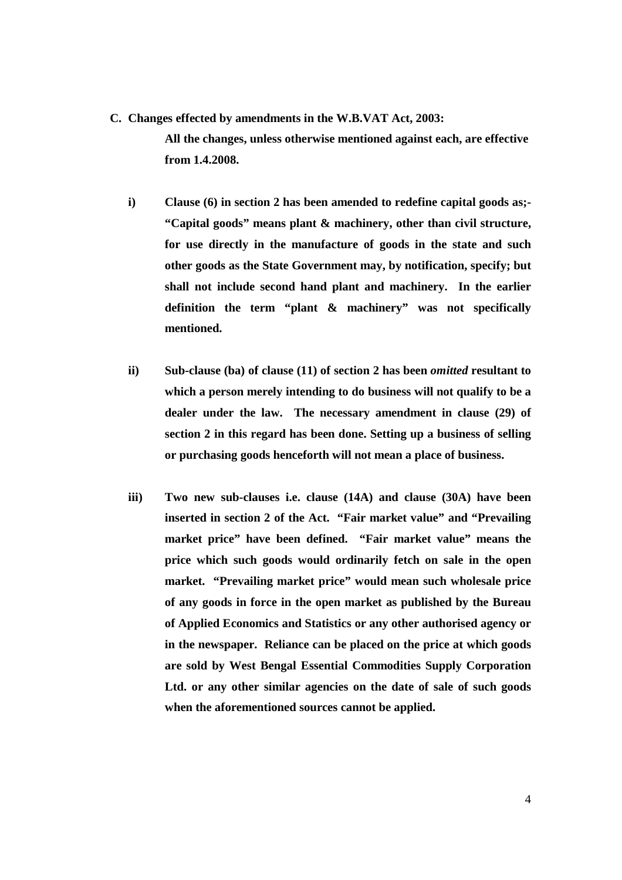**C. Changes effected by amendments in the W.B.VAT Act, 2003:**

**All the changes, unless otherwise mentioned against each, are effective from 1.4.2008.**

**i) Clause (6) in section 2 has been amended to redefine capital goods as;- "Capital goods" means plant & machinery, other than civil structure, for use directly in the manufacture of goods in the state and such other goods as the State Government may, by notification, specify; but shall not include second hand plant and machinery. In the earlier definition the term "plant & machinery" was not specifically mentioned.**

**ii) Sub-clause (ba) of clause (11) of section 2 has been *omitted* resultant to which a person merely intending to do business will not qualify to be a dealer under the law. The necessary amendment in clause (29) of section 2 in this regard has been done. Setting up a business of selling or purchasing goods henceforth will not mean a place of business.**

**iii) Two new sub-clauses i.e. clause (14A) and clause (30A) have been inserted in section 2 of the Act. "Fair market value" and "Prevailing market price" have been defined. "Fair market value" means the price which such goods would ordinarily fetch on sale in the open market. "Prevailing market price" would mean such wholesale price of any goods in force in the open market as published by the Bureau of Applied Economics and Statistics or any other authorised agency or in the newspaper. Reliance can be placed on the price at which goods are sold by West Bengal Essential Commodities Supply Corporation Ltd. or any other similar agencies on the date of sale of such goods when the aforementioned sources cannot be applied.**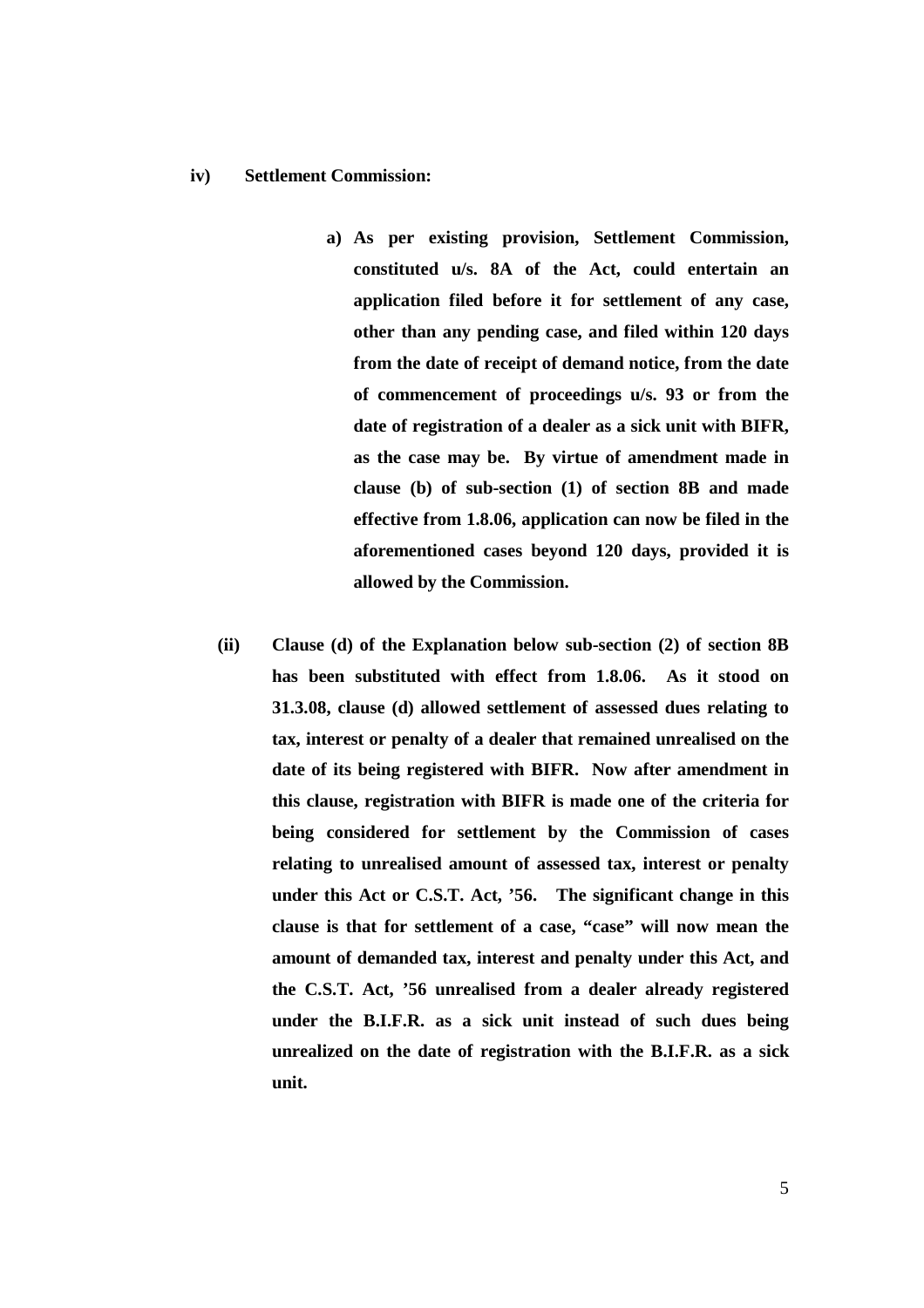**iv) Settlement Commission:**

a) **As per existing provision, Settlement Commission, constituted u/s. 8A of the Act, could entertain an application filed before it for settlement of any case, other than any pending case, and filed within 120 days from the date of receipt of demand notice, from the date of commencement of proceedings u/s. 93 or from the date of registration of a dealer as a sick unit with BIFR, as the case may be. By virtue of amendment made in clause (b) of sub-section (1) of section 8B and made effective from 1.8.06, application can now be filed in the aforementioned cases beyond 120 days, provided it is allowed by the Commission.**

**(ii) Clause (d) of the Explanation below sub-section (2) of section 8B has been substituted with effect from 1.8.06. As it stood on 31.3.08, clause (d) allowed settlement of assessed dues relating to tax, interest or penalty of a dealer that remained unrealised on the date of its being registered with BIFR. Now after amendment in this clause, registration with BIFR is made one of the criteria for being considered for settlement by the Commission of cases relating to unrealised amount of assessed tax, interest or penalty under this Act or C.S.T. Act, '56. The significant change in this clause is that for settlement of a case, "case" will now mean the amount of demanded tax, interest and penalty under this Act, and the C.S.T. Act, '56 unrealised from a dealer already registered under the B.I.F.R. as a sick unit instead of such dues being unrealized on the date of registration with the B.I.F.R. as a sick unit.**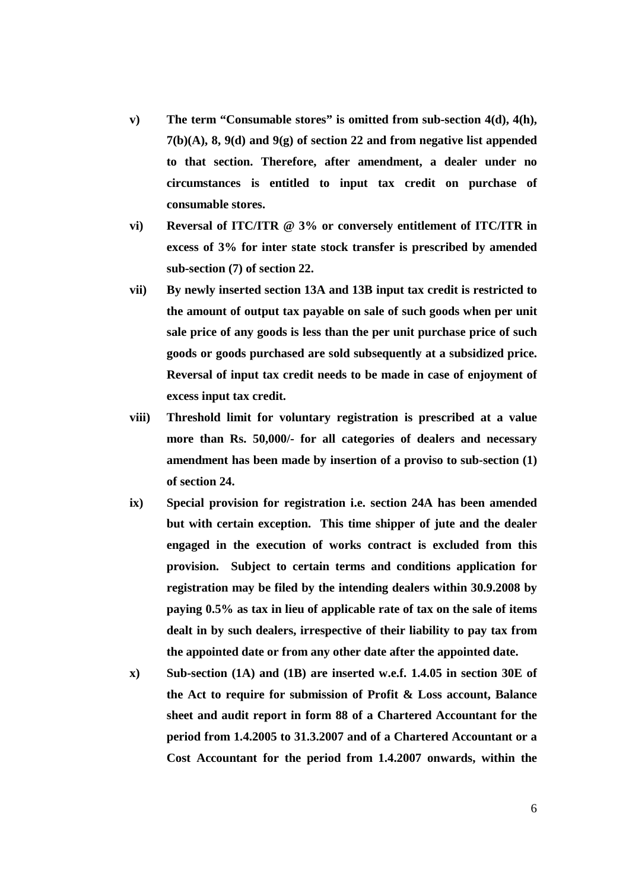- **v)** **The term "Consumable stores" is omitted from sub-section 4(d), 4(h), 7(b)(A), 8, 9(d) and 9(g) of section 22 and from negative list appended to that section. Therefore, after amendment, a dealer under no circumstances is entitled to input tax credit on purchase of consumable stores.**

- **vi)** **Reversal of ITC/ITR @ 3% or conversely entitlement of ITC/ITR in excess of 3% for inter state stock transfer is prescribed by amended sub-section (7) of section 22.**

- **vii)** **By newly inserted section 13A and 13B input tax credit is restricted to the amount of output tax payable on sale of such goods when per unit sale price of any goods is less than the per unit purchase price of such goods or goods purchased are sold subsequently at a subsidized price. Reversal of input tax credit needs to be made in case of enjoyment of excess input tax credit.**

- **viii)** **Threshold limit for voluntary registration is prescribed at a value more than Rs. 50,000/- for all categories of dealers and necessary amendment has been made by insertion of a proviso to sub-section (1) of section 24.**

- **ix)** **Special provision for registration i.e. section 24A has been amended but with certain exception. This time shipper of jute and the dealer engaged in the execution of works contract is excluded from this provision. Subject to certain terms and conditions application for registration may be filed by the intending dealers within 30.9.2008 by paying 0.5% as tax in lieu of applicable rate of tax on the sale of items dealt in by such dealers, irrespective of their liability to pay tax from the appointed date or from any other date after the appointed date.**

- **x)** **Sub-section (1A) and (1B) are inserted w.e.f. 1.4.05 in section 30E of the Act to require for submission of Profit & Loss account, Balance sheet and audit report in form 88 of a Chartered Accountant for the period from 1.4.2005 to 31.3.2007 and of a Chartered Accountant or a Cost Accountant for the period from 1.4.2007 onwards, within the**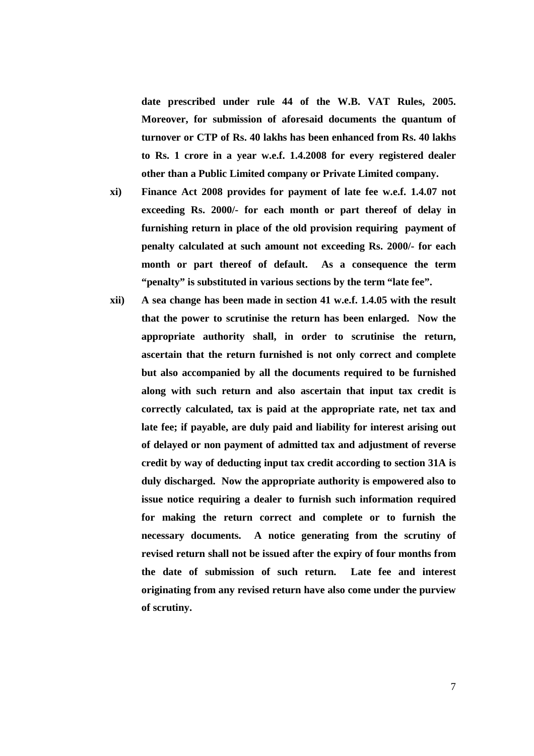**date prescribed under rule 44 of the W.B. VAT Rules, 2005. Moreover, for submission of aforesaid documents the quantum of turnover or CTP of Rs. 40 lakhs has been enhanced from Rs. 40 lakhs to Rs. 1 crore in a year w.e.f. 1.4.2008 for every registered dealer other than a Public Limited company or Private Limited company.**

**xi) Finance Act 2008 provides for payment of late fee w.e.f. 1.4.07 not exceeding Rs. 2000/- for each month or part thereof of delay in furnishing return in place of the old provision requiring payment of penalty calculated at such amount not exceeding Rs. 2000/- for each month or part thereof of default. As a consequence the term "penalty" is substituted in various sections by the term "late fee".**

**xii) A sea change has been made in section 41 w.e.f. 1.4.05 with the result that the power to scrutinise the return has been enlarged. Now the appropriate authority shall, in order to scrutinise the return, ascertain that the return furnished is not only correct and complete but also accompanied by all the documents required to be furnished along with such return and also ascertain that input tax credit is correctly calculated, tax is paid at the appropriate rate, net tax and late fee; if payable, are duly paid and liability for interest arising out of delayed or non payment of admitted tax and adjustment of reverse credit by way of deducting input tax credit according to section 31A is duly discharged. Now the appropriate authority is empowered also to issue notice requiring a dealer to furnish such information required for making the return correct and complete or to furnish the necessary documents. A notice generating from the scrutiny of revised return shall not be issued after the expiry of four months from the date of submission of such return. Late fee and interest originating from any revised return have also come under the purview of scrutiny.**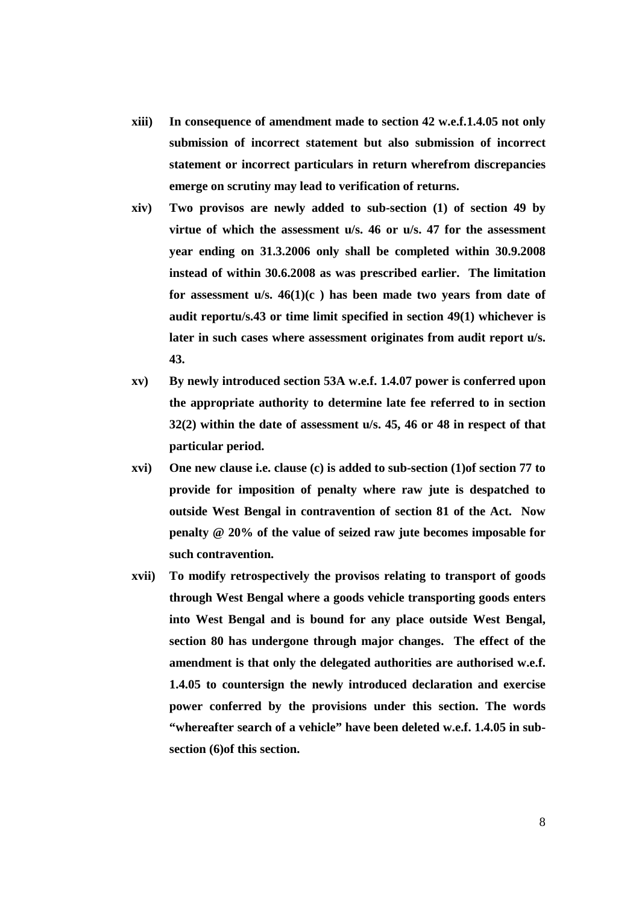- **xiii) In consequence of amendment made to section 42 w.e.f.1.4.05 not only submission of incorrect statement but also submission of incorrect statement or incorrect particulars in return wherefrom discrepancies emerge on scrutiny may lead to verification of returns.**

- **xiv) Two provisos are newly added to sub-section (1) of section 49 by virtue of which the assessment u/s. 46 or u/s. 47 for the assessment year ending on 31.3.2006 only shall be completed within 30.9.2008 instead of within 30.6.2008 as was prescribed earlier. The limitation for assessment u/s. 46(1)(c ) has been made two years from date of audit reportu/s.43 or time limit specified in section 49(1) whichever is later in such cases where assessment originates from audit report u/s. 43.**

- **xv) By newly introduced section 53A w.e.f. 1.4.07 power is conferred upon the appropriate authority to determine late fee referred to in section 32(2) within the date of assessment u/s. 45, 46 or 48 in respect of that particular period.**

- **xvi) One new clause i.e. clause (c) is added to sub-section (1)of section 77 to provide for imposition of penalty where raw jute is despatched to outside West Bengal in contravention of section 81 of the Act. Now penalty @ 20% of the value of seized raw jute becomes imposable for such contravention.**

- **xvii) To modify retrospectively the provisos relating to transport of goods through West Bengal where a goods vehicle transporting goods enters into West Bengal and is bound for any place outside West Bengal, section 80 has undergone through major changes. The effect of the amendment is that only the delegated authorities are authorised w.e.f. 1.4.05 to countersign the newly introduced declaration and exercise power conferred by the provisions under this section. The words "whereafter search of a vehicle" have been deleted w.e.f. 1.4.05 in sub-section (6)of this section.**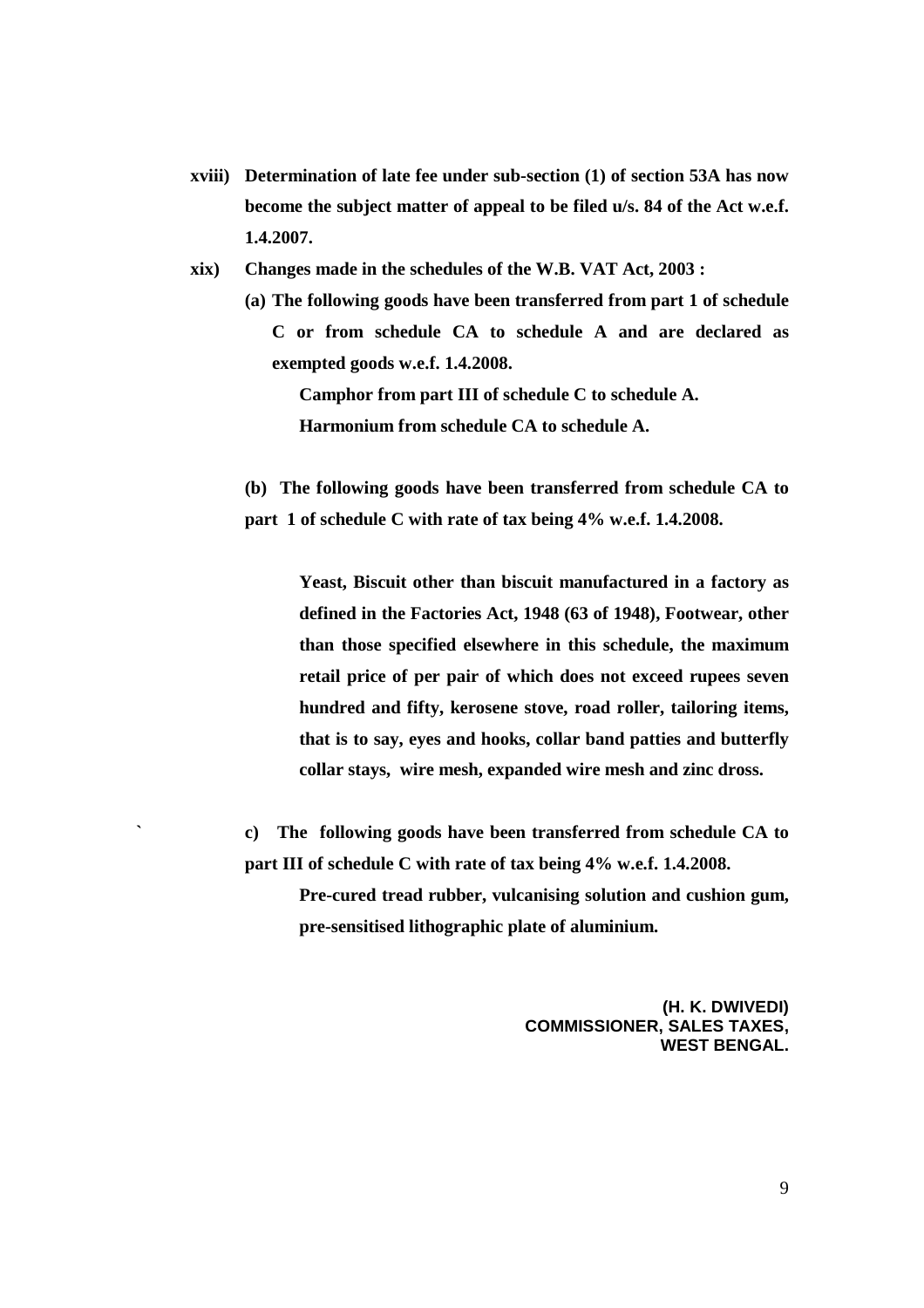**xviii) Determination of late fee under sub-section (1) of section 53A has now become the subject matter of appeal to be filed u/s. 84 of the Act w.e.f. 1.4.2007.**

**xix) Changes made in the schedules of the W.B. VAT Act, 2003 :**

**(a) The following goods have been transferred from part 1 of schedule C or from schedule CA to schedule A and are declared as exempted goods w.e.f. 1.4.2008.**

**Camphor from part III of schedule C to schedule A.**

**Harmonium from schedule CA to schedule A.**

**(b) The following goods have been transferred from schedule CA to part 1 of schedule C with rate of tax being 4% w.e.f. 1.4.2008.**

**Yeast, Biscuit other than biscuit manufactured in a factory as defined in the Factories Act, 1948 (63 of 1948), Footwear, other than those specified elsewhere in this schedule, the maximum retail price of per pair of which does not exceed rupees seven hundred and fifty, kerosene stove, road roller, tailoring items, that is to say, eyes and hooks, collar band patties and butterfly collar stays, wire mesh, expanded wire mesh and zinc dross.**

**c) The following goods have been transferred from schedule CA to part III of schedule C with rate of tax being 4% w.e.f. 1.4.2008.**

**Pre-cured tread rubber, vulcanising solution and cushion gum, pre-sensitised lithographic plate of aluminium.**

**(H. K. DWIVEDI)**
**COMMISSIONER, SALES TAXES,**
**WEST BENGAL.**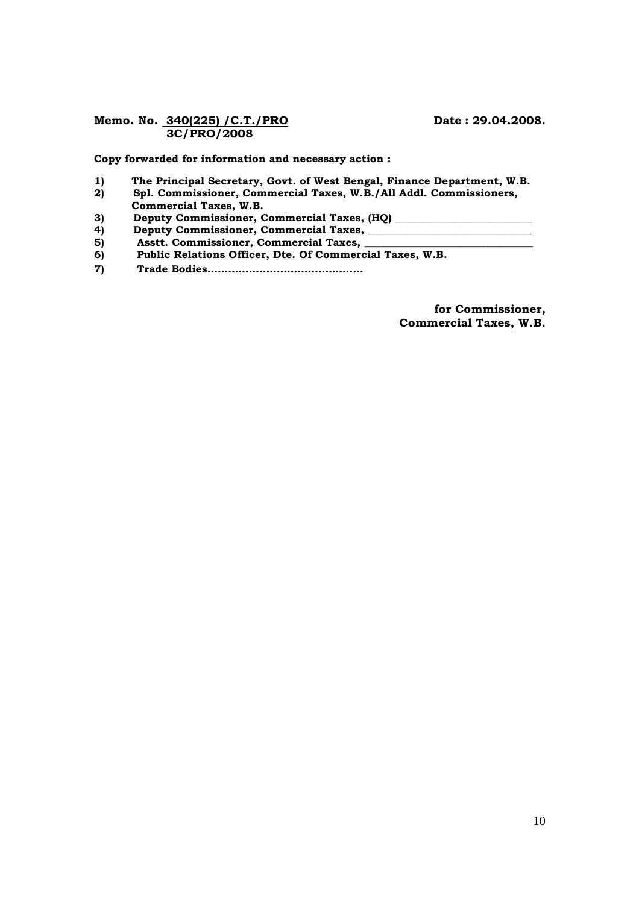**Memo. No. 340(225) /C.T./PRO** **Date : 29.04.2008.**
**3C/PRO/2008**

**Copy forwarded for information and necessary action :**

1) **The Principal Secretary, Govt. of West Bengal, Finance Department, W.B.**
2) **Spl. Commissioner, Commercial Taxes, W.B./All Addl. Commissioners, Commercial Taxes, W.B.**
3) **Deputy Commissioner, Commercial Taxes, (HQ) ________________________**
4) **Deputy Commissioner, Commercial Taxes, ____________________________**
5) **Asstt. Commissioner, Commercial Taxes, ______________________________**
6) **Public Relations Officer, Dte. Of Commercial Taxes, W.B.**
7) **Trade Bodies…………………………………….**

**for Commissioner,**
**Commercial Taxes, W.B.**